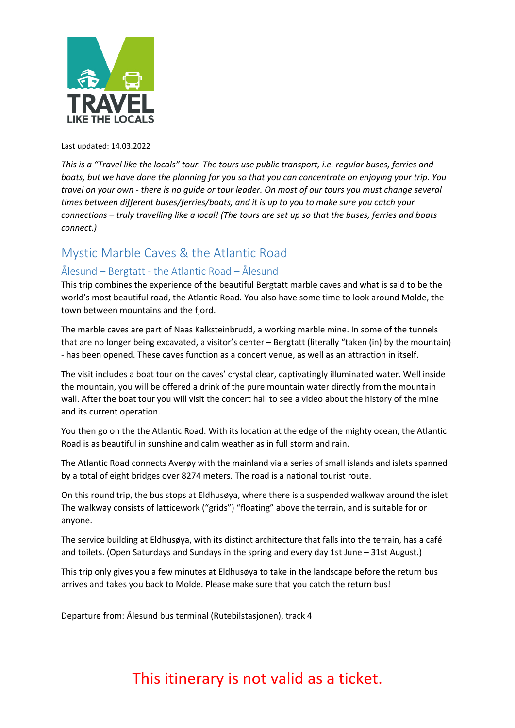Last updated: 14.03.2022

*This is a "Travel like the locals" tour. The tours use public transport, i.e. regular buses, ferries and boats, but we have done the planning for you so that you can concentrate on enjoying your trip. You travel on your own - there is no guide or tour leader. On most of our tours you must change several times between different buses/ferries/boats, and it is up to you to make sure you catch your connections – truly travelling like a local! (The tours are set up so that the buses, ferries and boats connect.)*

# Mystic Marble Caves & the Atlantic Road

## Ålesund – Bergtatt - the Atlantic Road – Ålesund

This trip combines the experience of the beautiful Bergtatt marble caves and what is said to be the world's most beautiful road, the Atlantic Road. You also have some time to look around Molde, the town between mountains and the fjord.

The marble caves are part of Naas Kalksteinbrudd, a working marble mine. In some of the tunnels that are no longer being excavated, a visitor's center – Bergtatt (literally "taken (in) by the mountain) - has been opened. These caves function as a concert venue, as well as an attraction in itself.

The visit includes a boat tour on the caves' crystal clear, captivatingly illuminated water. Well inside the mountain, you will be offered a drink of the pure mountain water directly from the mountain wall. After the boat tour you will visit the concert hall to see a video about the history of the mine and its current operation.

You then go on the the Atlantic Road. With its location at the edge of the mighty ocean, the Atlantic Road is as beautiful in sunshine and calm weather as in full storm and rain.

The Atlantic Road connects Averøy with the mainland via a series of small islands and islets spanned by a total of eight bridges over 8274 meters. The road is a national tourist route.

On this round trip, the bus stops at Eldhusøya, where there is a suspended walkway around the islet. The walkway consists of latticework ("grids") "floating" above the terrain, and is suitable for or anyone.

The service building at Eldhusøya, with its distinct architecture that falls into the terrain, has a café and toilets. (Open Saturdays and Sundays in the spring and every day 1st June – 31st August.)

This trip only gives you a few minutes at Eldhusøya to take in the landscape before the return bus arrives and takes you back to Molde. Please make sure that you catch the return bus!

Departure from: Ålesund bus terminal (Rutebilstasjonen), track 4

This itinerary is not valid as a ticket.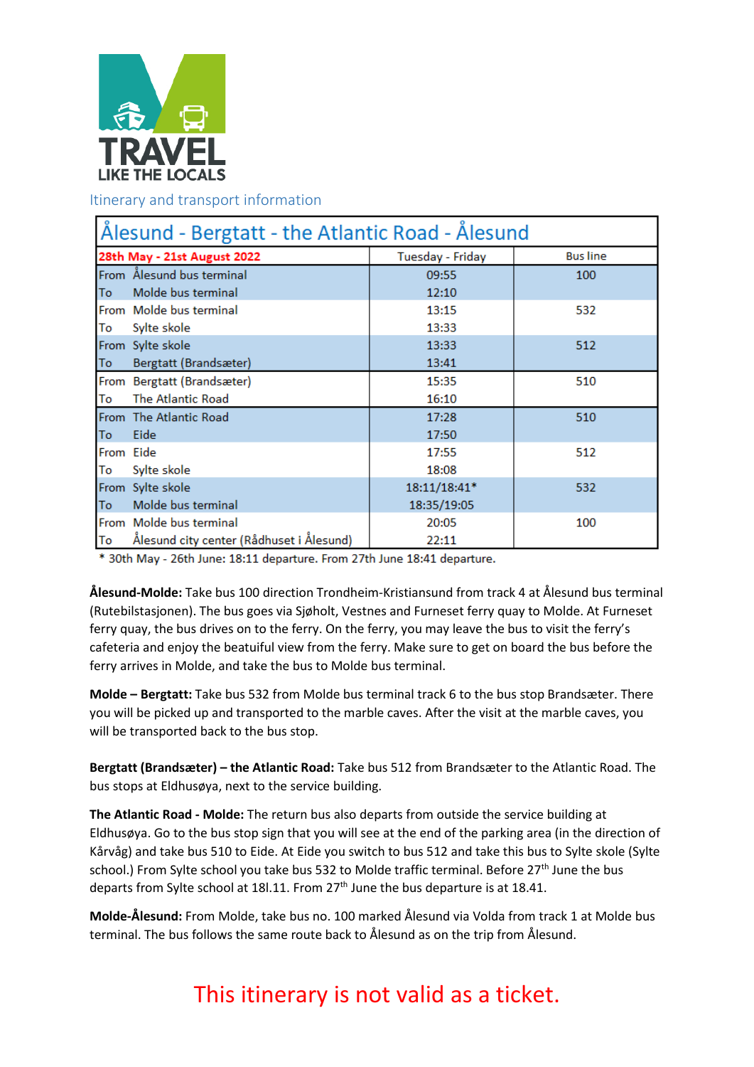TRAVEL
LIKE THE LOCALS

Itinerary and transport information

| Ålesund - Bergtatt - the Atlantic Road - Ålesund | | |
|---|---|---|
| **28th May - 21st August 2022** | Tuesday - Friday | Bus line |
| From Ålesund bus terminal<br>To Molde bus terminal | 09:55<br>12:10 | 100 |
| From Molde bus terminal<br>To Sylte skole | 13:15<br>13:33 | 532 |
| From Sylte skole<br>To Bergtatt (Brandsæter) | 13:33<br>13:41 | 512 |
| From Bergtatt (Brandsæter)<br>To The Atlantic Road | 15:35<br>16:10 | 510 |
| From The Atlantic Road<br>To Eide | 17:28<br>17:50 | 510 |
| From Eide<br>To Sylte skole | 17:55<br>18:08 | 512 |
| From Sylte skole<br>To Molde bus terminal | 18:11/18:41*<br>18:35/19:05 | 532 |
| From Molde bus terminal<br>To Ålesund city center (Rådhuset i Ålesund) | 20:05<br>22:11 | 100 |

* 30th May - 26th June: 18:11 departure. From 27th June 18:41 departure.

**Ålesund-Molde:** Take bus 100 direction Trondheim-Kristiansund from track 4 at Ålesund bus terminal (Rutebilstasjonen). The bus goes via Sjøholt, Vestnes and Furneset ferry quay to Molde. At Furneset ferry quay, the bus drives on to the ferry. On the ferry, you may leave the bus to visit the ferry's cafeteria and enjoy the beatuiful view from the ferry. Make sure to get on board the bus before the ferry arrives in Molde, and take the bus to Molde bus terminal.

**Molde – Bergtatt:** Take bus 532 from Molde bus terminal track 6 to the bus stop Brandsæter. There you will be picked up and transported to the marble caves. After the visit at the marble caves, you will be transported back to the bus stop.

**Bergtatt (Brandsæter) – the Atlantic Road:** Take bus 512 from Brandsæter to the Atlantic Road. The bus stops at Eldhusøya, next to the service building.

**The Atlantic Road - Molde:** The return bus also departs from outside the service building at Eldhusøya. Go to the bus stop sign that you will see at the end of the parking area (in the direction of Kårvåg) and take bus 510 to Eide. At Eide you switch to bus 512 and take this bus to Sylte skole (Sylte school.) From Sylte school you take bus 532 to Molde traffic terminal. Before 27th June the bus departs from Sylte school at 18l.11. From 27th June the bus departure is at 18.41.

**Molde-Ålesund:** From Molde, take bus no. 100 marked Ålesund via Volda from track 1 at Molde bus terminal. The bus follows the same route back to Ålesund as on the trip from Ålesund.

This itinerary is not valid as a ticket.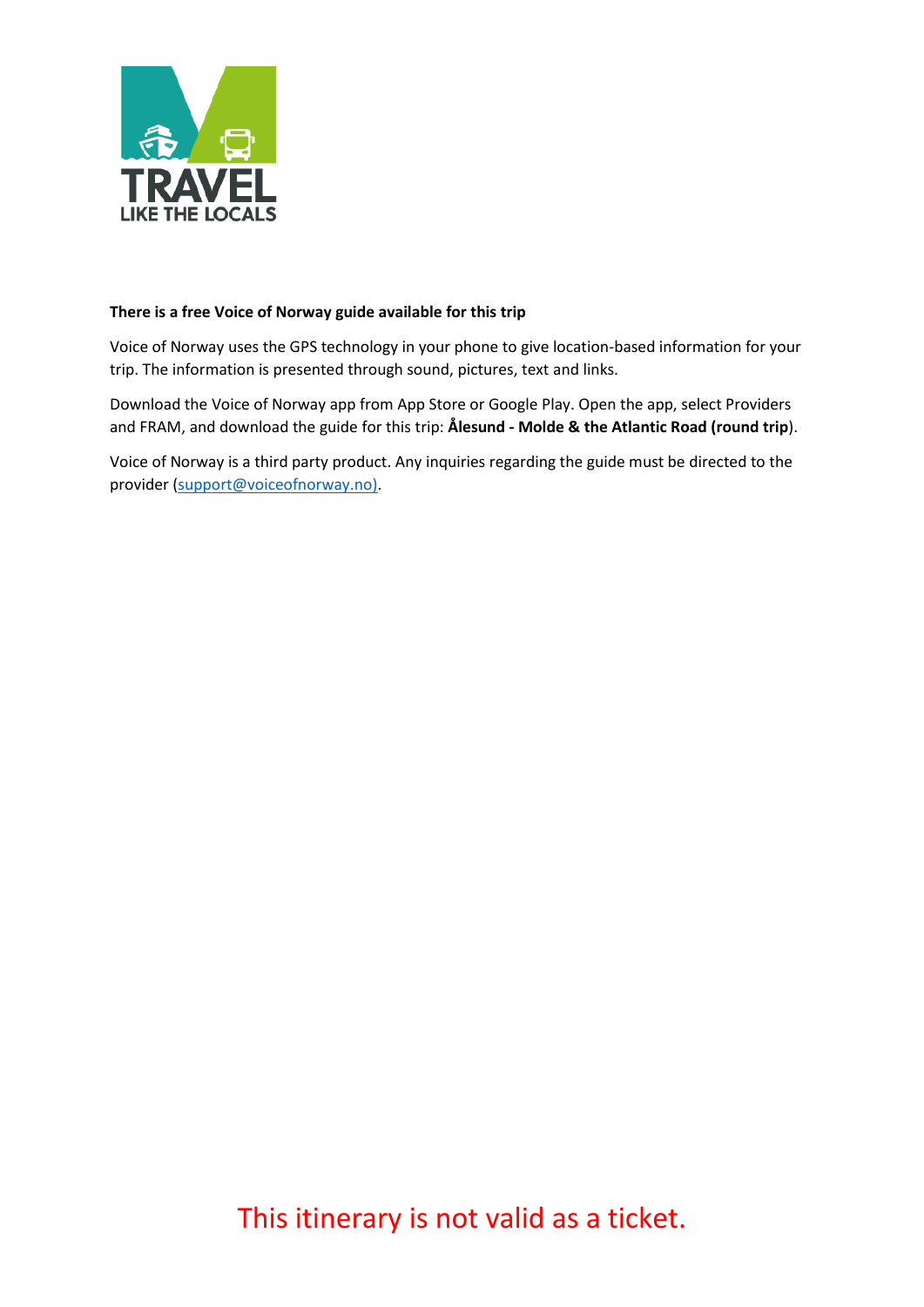**There is a free Voice of Norway guide available for this trip**

Voice of Norway uses the GPS technology in your phone to give location-based information for your trip. The information is presented through sound, pictures, text and links.

Download the Voice of Norway app from App Store or Google Play. Open the app, select Providers and FRAM, and download the guide for this trip: **Ålesund - Molde & the Atlantic Road (round trip)**.

Voice of Norway is a third party product. Any inquiries regarding the guide must be directed to the provider (support@voiceofnorway.no).

This itinerary is not valid as a ticket.